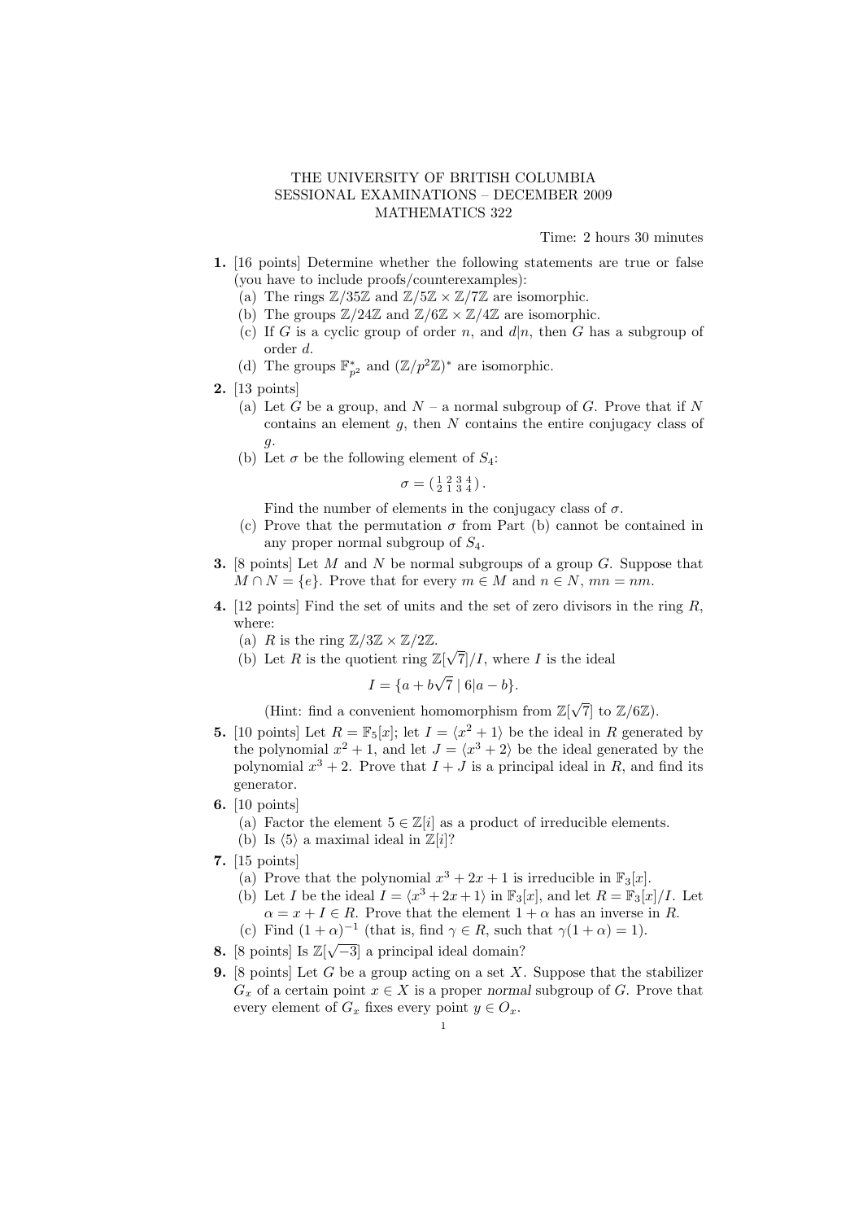THE UNIVERSITY OF BRITISH COLUMBIA
SESSIONAL EXAMINATIONS – DECEMBER 2009
MATHEMATICS 322

Time: 2 hours 30 minutes

**1.** [16 points] Determine whether the following statements are true or false (you have to include proofs/counterexamples):

(a) The rings $\mathbb{Z}/35\mathbb{Z}$ and $\mathbb{Z}/5\mathbb{Z} \times \mathbb{Z}/7\mathbb{Z}$ are isomorphic.

(b) The groups $\mathbb{Z}/24\mathbb{Z}$ and $\mathbb{Z}/6\mathbb{Z} \times \mathbb{Z}/4\mathbb{Z}$ are isomorphic.

(c) If $G$ is a cyclic group of order $n$, and $d|n$, then $G$ has a subgroup of order $d$.

(d) The groups $\mathbb{F}_{p^2}^*$ and $(\mathbb{Z}/p^2\mathbb{Z})^*$ are isomorphic.

**2.** [13 points]

(a) Let $G$ be a group, and $N$ – a normal subgroup of $G$. Prove that if $N$ contains an element $g$, then $N$ contains the entire conjugacy class of $g$.

(b) Let $\sigma$ be the following element of $S_4$:

$$\sigma = \begin{pmatrix} 1 & 2 & 3 & 4 \\ 2 & 1 & 3 & 4 \end{pmatrix}.$$

Find the number of elements in the conjugacy class of $\sigma$.

(c) Prove that the permutation $\sigma$ from Part (b) cannot be contained in any proper normal subgroup of $S_4$.

**3.** [8 points] Let $M$ and $N$ be normal subgroups of a group $G$. Suppose that $M \cap N = \{e\}$. Prove that for every $m \in M$ and $n \in N$, $mn = nm$.

**4.** [12 points] Find the set of units and the set of zero divisors in the ring $R$, where:

(a) $R$ is the ring $\mathbb{Z}/3\mathbb{Z} \times \mathbb{Z}/2\mathbb{Z}$.

(b) Let $R$ is the quotient ring $\mathbb{Z}[\sqrt{7}]/I$, where $I$ is the ideal

$$I = \{a + b\sqrt{7} \mid 6|a - b\}.$$

(Hint: find a convenient homomorphism from $\mathbb{Z}[\sqrt{7}]$ to $\mathbb{Z}/6\mathbb{Z}$).

**5.** [10 points] Let $R = \mathbb{F}_5[x]$; let $I = \langle x^2 + 1 \rangle$ be the ideal in $R$ generated by the polynomial $x^2 + 1$, and let $J = \langle x^3 + 2 \rangle$ be the ideal generated by the polynomial $x^3 + 2$. Prove that $I + J$ is a principal ideal in $R$, and find its generator.

**6.** [10 points]

(a) Factor the element $5 \in \mathbb{Z}[i]$ as a product of irreducible elements.

(b) Is $\langle 5 \rangle$ a maximal ideal in $\mathbb{Z}[i]$?

**7.** [15 points]

(a) Prove that the polynomial $x^3 + 2x + 1$ is irreducible in $\mathbb{F}_3[x]$.

(b) Let $I$ be the ideal $I = \langle x^3 + 2x + 1 \rangle$ in $\mathbb{F}_3[x]$, and let $R = \mathbb{F}_3[x]/I$. Let $\alpha = x + I \in R$. Prove that the element $1 + \alpha$ has an inverse in $R$.

(c) Find $(1 + \alpha)^{-1}$ (that is, find $\gamma \in R$, such that $\gamma(1 + \alpha) = 1$).

**8.** [8 points] Is $\mathbb{Z}[\sqrt{-3}]$ a principal ideal domain?

**9.** [8 points] Let $G$ be a group acting on a set $X$. Suppose that the stabilizer $G_x$ of a certain point $x \in X$ is a proper *normal* subgroup of $G$. Prove that every element of $G_x$ fixes every point $y \in O_x$.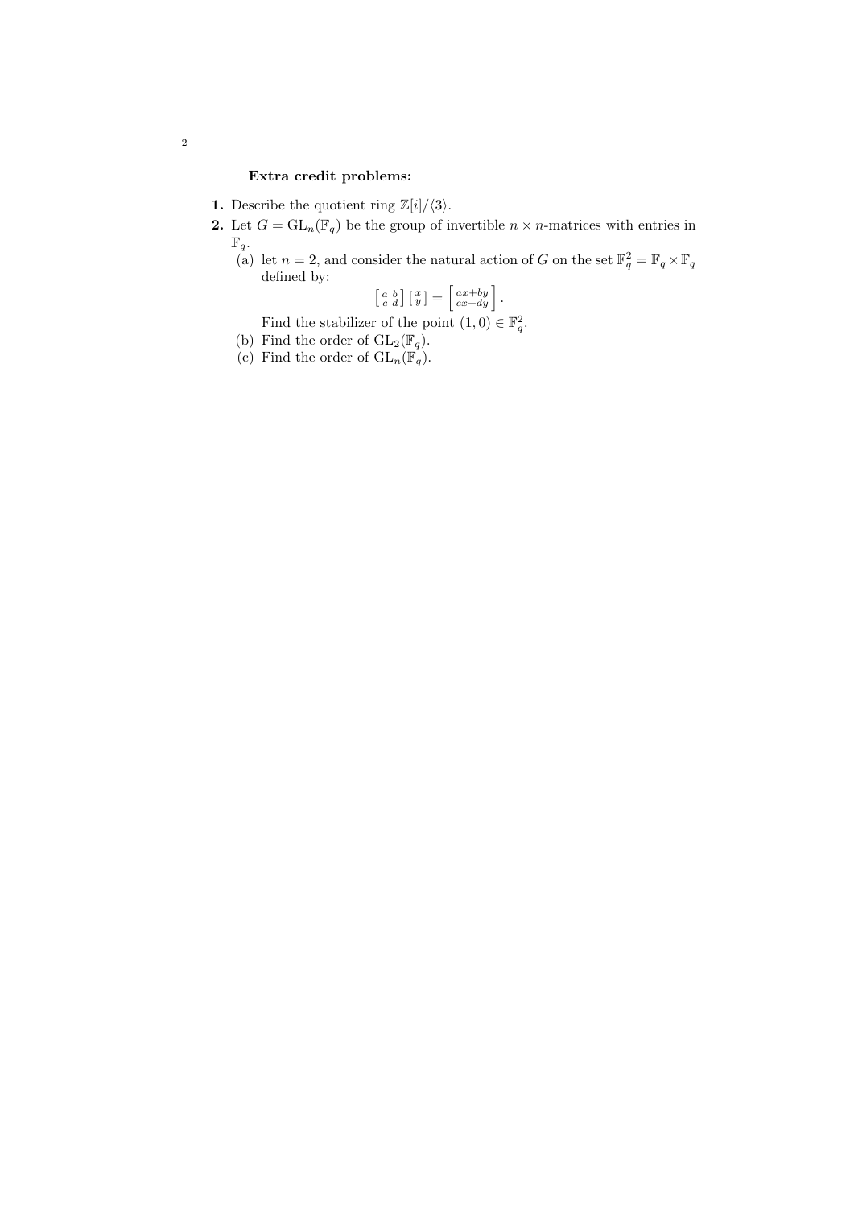**Extra credit problems:**

**1.** Describe the quotient ring $\mathbb{Z}[i]/\langle 3 \rangle$.

**2.** Let $G = \mathrm{GL}_n(\mathbb{F}_q)$ be the group of invertible $n \times n$-matrices with entries in $\mathbb{F}_q$.

(a) let $n = 2$, and consider the natural action of $G$ on the set $\mathbb{F}_q^2 = \mathbb{F}_q \times \mathbb{F}_q$ defined by:

$$\begin{bmatrix} a & b \\ c & d \end{bmatrix} \begin{bmatrix} x \\ y \end{bmatrix} = \begin{bmatrix} ax+by \\ cx+dy \end{bmatrix}.$$

Find the stabilizer of the point $(1, 0) \in \mathbb{F}_q^2$.

(b) Find the order of $\mathrm{GL}_2(\mathbb{F}_q)$.

(c) Find the order of $\mathrm{GL}_n(\mathbb{F}_q)$.